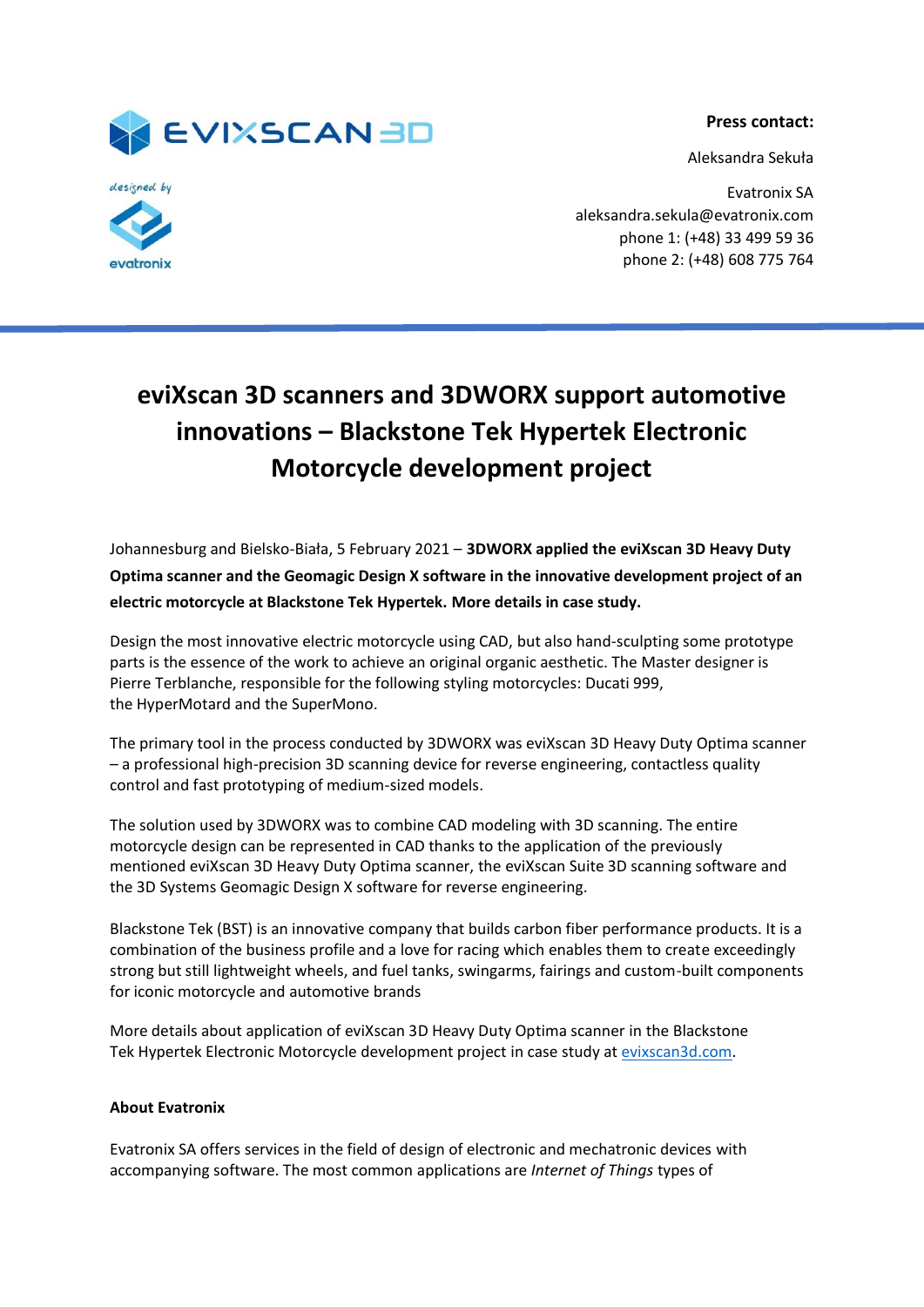**Press contact:**

Aleksandra Sekuła

Evatronix SA
aleksandra.sekula@evatronix.com
phone 1: (+48) 33 499 59 36
phone 2: (+48) 608 775 764

# eviXscan 3D scanners and 3DWORX support automotive innovations – Blackstone Tek Hypertek Electronic Motorcycle development project

Johannesburg and Bielsko-Biała, 5 February 2021 – **3DWORX applied the eviXscan 3D Heavy Duty Optima scanner and the Geomagic Design X software in the innovative development project of an electric motorcycle at Blackstone Tek Hypertek. More details in case study.**

Design the most innovative electric motorcycle using CAD, but also hand-sculpting some prototype parts is the essence of the work to achieve an original organic aesthetic. The Master designer is Pierre Terblanche, responsible for the following styling motorcycles: Ducati 999, the HyperMotard and the SuperMono.

The primary tool in the process conducted by 3DWORX was eviXscan 3D Heavy Duty Optima scanner – a professional high-precision 3D scanning device for reverse engineering, contactless quality control and fast prototyping of medium-sized models.

The solution used by 3DWORX was to combine CAD modeling with 3D scanning. The entire motorcycle design can be represented in CAD thanks to the application of the previously mentioned eviXscan 3D Heavy Duty Optima scanner, the eviXscan Suite 3D scanning software and the 3D Systems Geomagic Design X software for reverse engineering.

Blackstone Tek (BST) is an innovative company that builds carbon fiber performance products. It is a combination of the business profile and a love for racing which enables them to create exceedingly strong but still lightweight wheels, and fuel tanks, swingarms, fairings and custom-built components for iconic motorcycle and automotive brands

More details about application of eviXscan 3D Heavy Duty Optima scanner in the Blackstone Tek Hypertek Electronic Motorcycle development project in case study at evixscan3d.com.

**About Evatronix**

Evatronix SA offers services in the field of design of electronic and mechatronic devices with accompanying software. The most common applications are *Internet of Things* types of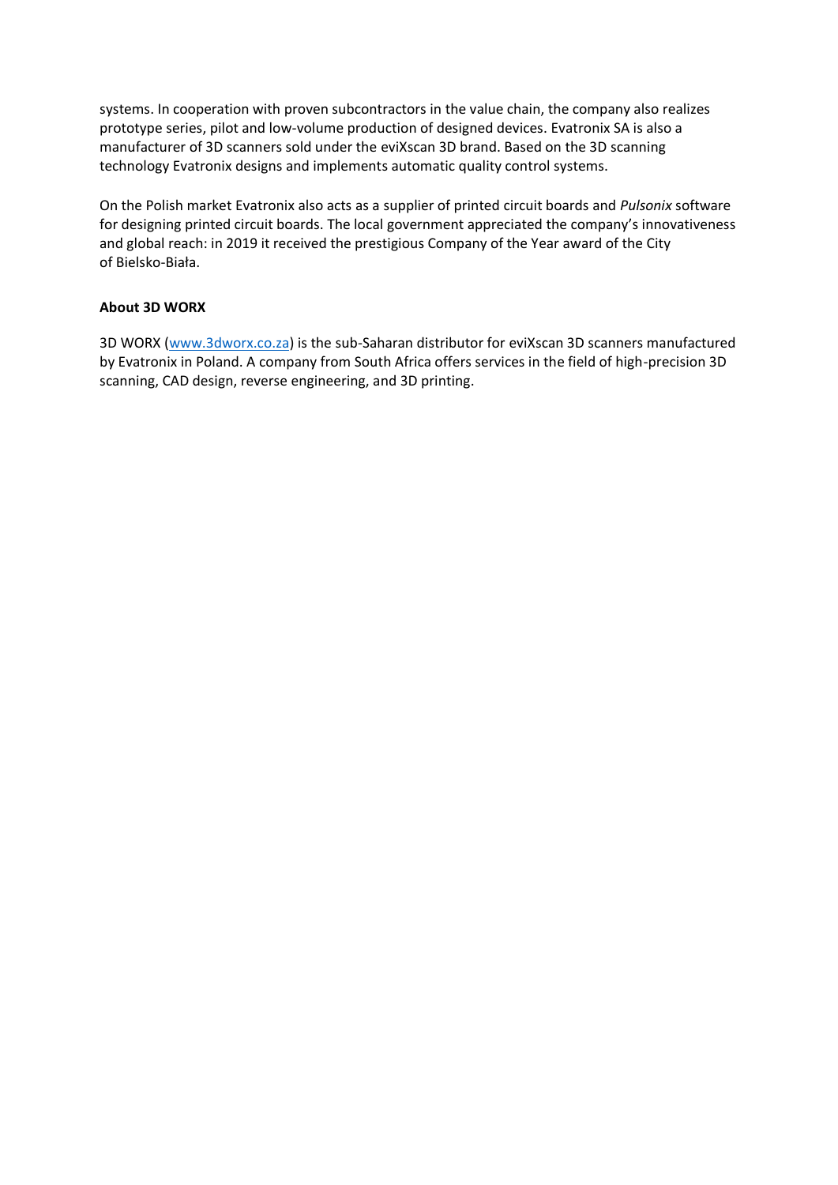systems. In cooperation with proven subcontractors in the value chain, the company also realizes prototype series, pilot and low-volume production of designed devices. Evatronix SA is also a manufacturer of 3D scanners sold under the eviXscan 3D brand. Based on the 3D scanning technology Evatronix designs and implements automatic quality control systems.

On the Polish market Evatronix also acts as a supplier of printed circuit boards and *Pulsonix* software for designing printed circuit boards. The local government appreciated the company's innovativeness and global reach: in 2019 it received the prestigious Company of the Year award of the City of Bielsko-Biała.

**About 3D WORX**

3D WORX (www.3dworx.co.za) is the sub-Saharan distributor for eviXscan 3D scanners manufactured by Evatronix in Poland. A company from South Africa offers services in the field of high-precision 3D scanning, CAD design, reverse engineering, and 3D printing.